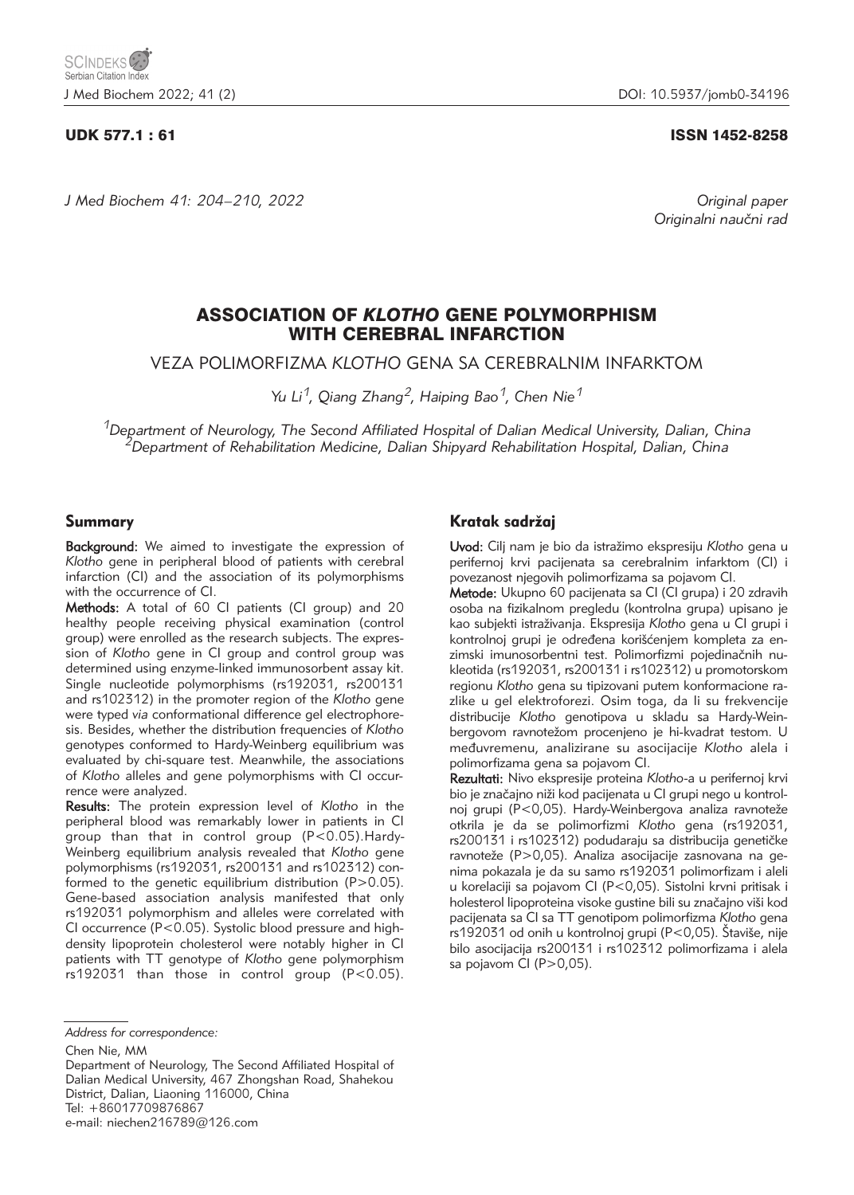UDK 577.1 : 61

ISSN 1452-8258

Original paper
Originalni naučni rad

# ASSOCIATION OF *KLOTHO* GENE POLYMORPHISM WITH CEREBRAL INFARCTION

## VEZA POLIMORFIZMA *KLOTHO* GENA SA CEREBRALNIM INFARKTOM

*Yu Li[1], Qiang Zhang[2], Haiping Bao[1], Chen Nie[1]*

*[1]Department of Neurology, The Second Affiliated Hospital of Dalian Medical University, Dalian, China*
*[2]Department of Rehabilitation Medicine, Dalian Shipyard Rehabilitation Hospital, Dalian, China*

## Summary

**Background:** We aimed to investigate the expression of *Klotho* gene in peripheral blood of patients with cerebral infarction (CI) and the association of its polymorphisms with the occurrence of CI.

**Methods:** A total of 60 CI patients (CI group) and 20 healthy people receiving physical examination (control group) were enrolled as the research subjects. The expression of *Klotho* gene in CI group and control group was determined using enzyme-linked immunosorbent assay kit. Single nucleotide polymorphisms (rs192031, rs200131 and rs102312) in the promoter region of the *Klotho* gene were typed *via* conformational difference gel electrophoresis. Besides, whether the distribution frequencies of *Klotho* genotypes conformed to Hardy-Weinberg equilibrium was evaluated by chi-square test. Meanwhile, the associations of *Klotho* alleles and gene polymorphisms with CI occurrence were analyzed.

**Results:** The protein expression level of *Klotho* in the peripheral blood was remarkably lower in patients in CI group than that in control group ($P<0.05$). Hardy-Weinberg equilibrium analysis revealed that *Klotho* gene polymorphisms (rs192031, rs200131 and rs102312) conformed to the genetic equilibrium distribution ($P>0.05$). Gene-based association analysis manifested that only rs192031 polymorphism and alleles were correlated with CI occurrence ($P<0.05$). Systolic blood pressure and high-density lipoprotein cholesterol were notably higher in CI patients with TT genotype of *Klotho* gene polymorphism rs192031 than those in control group ($P<0.05$).

## Kratak sadržaj

**Uvod:** Cilj nam je bio da istražimo ekspresiju *Klotho* gena u perifernoj krvi pacijenata sa cerebralnim infarktom (CI) i povezanost njegovih polimorfizama sa pojavom CI.

**Metode:** Ukupno 60 pacijenata sa CI (CI grupa) i 20 zdravih osoba na fizikalnom pregledu (kontrolna grupa) upisano je kao subjekti istraživanja. Ekspresija *Klotho* gena u CI grupi i kontrolnoj grupi je određena korišćenjem kompleta za enzimski imunosorbentni test. Polimorfizmi pojedinačnih nukleotida (rs192031, rs200131 i rs102312) u promotorskom regionu *Klotho* gena su tipizovani putem konformacione razlike u gel elektroforezi. Osim toga, da li su frekvencije distribucije *Klotho* genotipova u skladu sa Hardy-Weinbergovom ravnotežom procenjeno je hi-kvadrat testom. U međuvremenu, analizirane su asocijacije *Klotho* alela i polimorfizama gena sa pojavom CI.

**Rezultati:** Nivo ekspresije proteina *Klotho*-a u perifernoj krvi bio je značajno niži kod pacijenata u CI grupi nego u kontrolnoj grupi ($P<0,05$). Hardy-Weinbergova analiza ravnoteže otkrila je da se polimorfizmi *Klotho* gena (rs192031, rs200131 i rs102312) podudaraju sa distribucija genetičke ravnoteže ($P>0,05$). Analiza asocijacije zasnovana na genima pokazala je da su samo rs192031 polimorfizam i aleli u korelaciji sa pojavom CI ($P<0,05$). Sistolni krvni pritisak i holesterol lipoproteina visoke gustine bili su značajno viši kod pacijenata sa CI sa TT genotipom polimorfizma *Klotho* gena rs192031 od onih u kontrolnoj grupi ($P<0,05$). Štaviše, nije bilo asocijacija rs200131 i rs102312 polimorfizama i alela sa pojavom CI ($P>0,05$).

---

*Address for correspondence:*

Chen Nie, MM
Department of Neurology, The Second Affiliated Hospital of Dalian Medical University, 467 Zhongshan Road, Shahekou District, Dalian, Liaoning 116000, China
Tel: +86017709876867
e-mail: niechen216789@126.com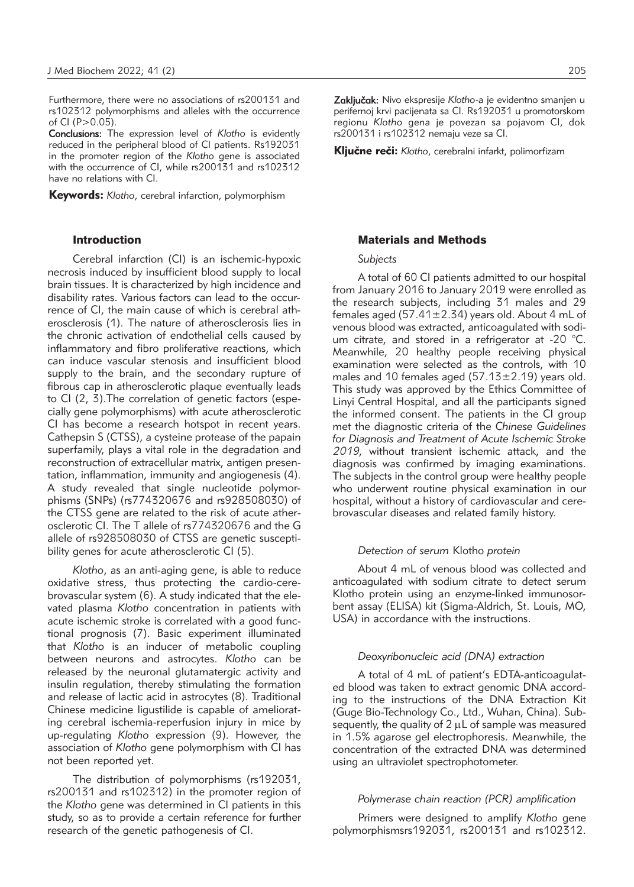Furthermore, there were no associations of rs200131 and rs102312 polymorphisms and alleles with the occurrence of CI ($P>0.05$).

**Conclusions:** The expression level of *Klotho* is evidently reduced in the peripheral blood of CI patients. Rs192031 in the promoter region of the *Klotho* gene is associated with the occurrence of CI, while rs200131 and rs102312 have no relations with CI.

**Keywords:** *Klotho*, cerebral infarction, polymorphism

**Zaključak:** Nivo ekspresije *Klotho*-a je evidentno smanjen u perifernoj krvi pacijenata sa CI. Rs192031 u promotorskom regionu *Klotho* gena je povezan sa pojavom CI, dok rs200131 i rs102312 nemaju veze sa CI.

**Ključne reči:** *Klotho*, cerebralni infarkt, polimorfizam

## Introduction

Cerebral infarction (CI) is an ischemic-hypoxic necrosis induced by insufficient blood supply to local brain tissues. It is characterized by high incidence and disability rates. Various factors can lead to the occurrence of CI, the main cause of which is cerebral atherosclerosis (1). The nature of atherosclerosis lies in the chronic activation of endothelial cells caused by inflammatory and fibro proliferative reactions, which can induce vascular stenosis and insufficient blood supply to the brain, and the secondary rupture of fibrous cap in atherosclerotic plaque eventually leads to CI (2, 3).The correlation of genetic factors (especially gene polymorphisms) with acute atherosclerotic CI has become a research hotspot in recent years. Cathepsin S (CTSS), a cysteine protease of the papain superfamily, plays a vital role in the degradation and reconstruction of extracellular matrix, antigen presentation, inflammation, immunity and angiogenesis (4). A study revealed that single nucleotide polymorphisms (SNPs) (rs774320676 and rs928508030) of the CTSS gene are related to the risk of acute atherosclerotic CI. The T allele of rs774320676 and the G allele of rs928508030 of CTSS are genetic susceptibility genes for acute atherosclerotic CI (5).

*Klotho*, as an anti-aging gene, is able to reduce oxidative stress, thus protecting the cardio-cerebrovascular system (6). A study indicated that the elevated plasma *Klotho* concentration in patients with acute ischemic stroke is correlated with a good functional prognosis (7). Basic experiment illuminated that *Klotho* is an inducer of metabolic coupling between neurons and astrocytes. *Klotho* can be released by the neuronal glutamatergic activity and insulin regulation, thereby stimulating the formation and release of lactic acid in astrocytes (8). Traditional Chinese medicine ligustilide is capable of ameliorating cerebral ischemia-reperfusion injury in mice by up-regulating *Klotho* expression (9). However, the association of *Klotho* gene polymorphism with CI has not been reported yet.

The distribution of polymorphisms (rs192031, rs200131 and rs102312) in the promoter region of the *Klotho* gene was determined in CI patients in this study, so as to provide a certain reference for further research of the genetic pathogenesis of CI.

## Materials and Methods

### *Subjects*

A total of 60 CI patients admitted to our hospital from January 2016 to January 2019 were enrolled as the research subjects, including 31 males and 29 females aged (57.41±2.34) years old. About 4 mL of venous blood was extracted, anticoagulated with sodium citrate, and stored in a refrigerator at -20 °C. Meanwhile, 20 healthy people receiving physical examination were selected as the controls, with 10 males and 10 females aged (57.13±2.19) years old. This study was approved by the Ethics Committee of Linyi Central Hospital, and all the participants signed the informed consent. The patients in the CI group met the diagnostic criteria of the *Chinese Guidelines for Diagnosis and Treatment of Acute Ischemic Stroke 2019*, without transient ischemic attack, and the diagnosis was confirmed by imaging examinations. The subjects in the control group were healthy people who underwent routine physical examination in our hospital, without a history of cardiovascular and cerebrovascular diseases and related family history.

### *Detection of serum* Klotho *protein*

About 4 mL of venous blood was collected and anticoagulated with sodium citrate to detect serum Klotho protein using an enzyme-linked immunosorbent assay (ELISA) kit (Sigma-Aldrich, St. Louis, MO, USA) in accordance with the instructions.

### *Deoxyribonucleic acid (DNA) extraction*

A total of 4 mL of patient's EDTA-anticoagulated blood was taken to extract genomic DNA according to the instructions of the DNA Extraction Kit (Guge Bio-Technology Co., Ltd., Wuhan, China). Subsequently, the quality of 2 μL of sample was measured in 1.5% agarose gel electrophoresis. Meanwhile, the concentration of the extracted DNA was determined using an ultraviolet spectrophotometer.

### *Polymerase chain reaction (PCR) amplification*

Primers were designed to amplify *Klotho* gene polymorphismsrs192031, rs200131 and rs102312.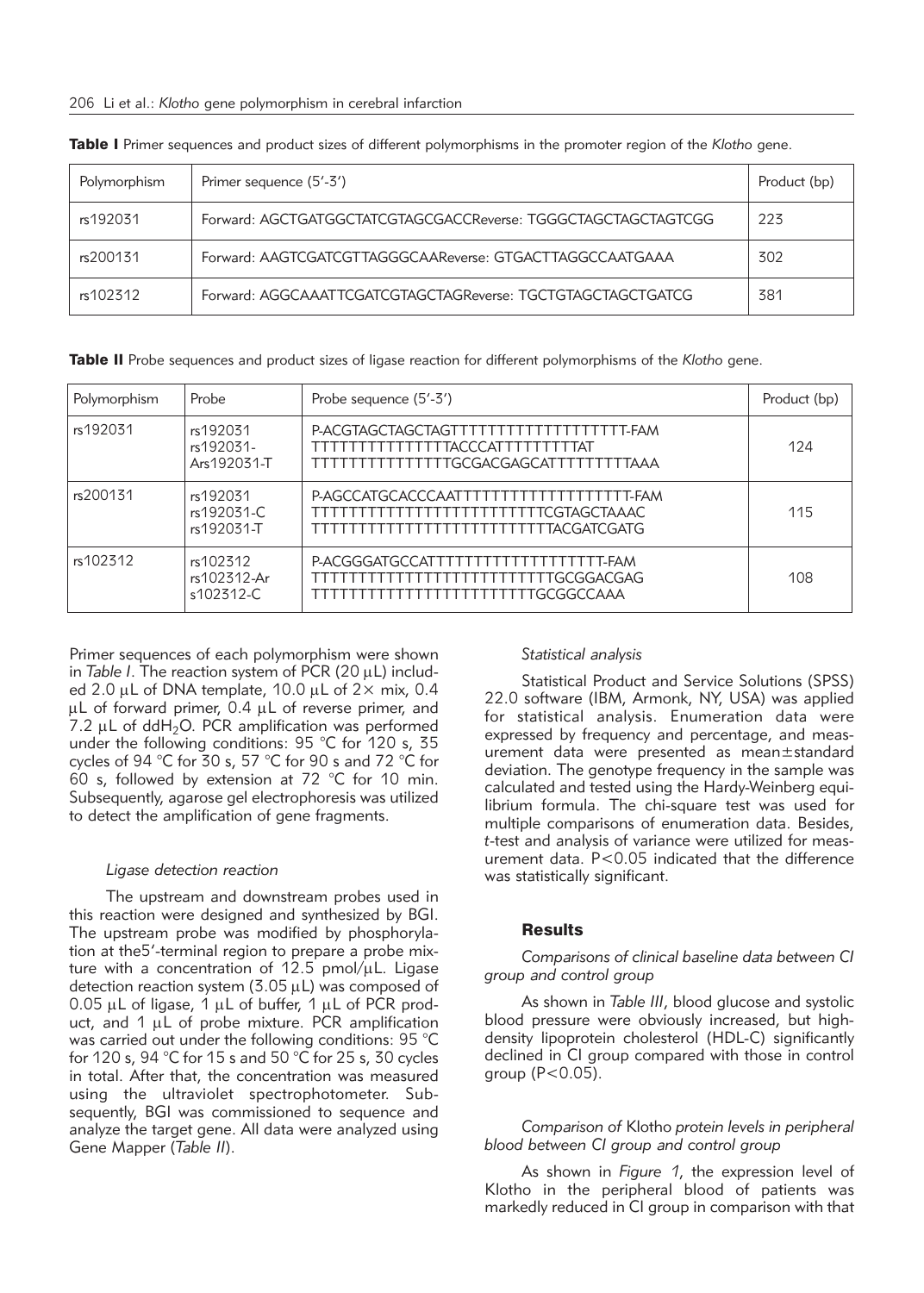**Table I** Primer sequences and product sizes of different polymorphisms in the promoter region of the *Klotho* gene.

| Polymorphism | Primer sequence (5'-3') | Product (bp) |
|---|---|---|
| rs192031 | Forward: AGCTGATGGCTATCGTAGCGACCReverse: TGGGCTAGCTAGCTAGTCGG | 223 |
| rs200131 | Forward: AAGTCGATCGTTAGGGCAAReverse: GTGACTTAGGCCAATGAAA | 302 |
| rs102312 | Forward: AGGCAAATTCGATCGTAGCTAGReverse: TGCTGTAGCTAGCTGATCG | 381 |

**Table II** Probe sequences and product sizes of ligase reaction for different polymorphisms of the *Klotho* gene.

| Polymorphism | Probe | Probe sequence (5'-3') | Product (bp) |
|---|---|---|---|
| rs192031 | rs192031<br>rs192031-<br>Ars192031-T | P-ACGTAGCTAGCTAGTTTTTTTTTTTTTTTTTTTT-FAM<br>TTTTTTTTTTTTTTTACCCATTTTTTTTTTAT<br>TTTTTTTTTTTTTTTGCGACGAGCATTTTTTTTTAAA | 124 |
| rs200131 | rs192031<br>rs192031-C<br>rs192031-T | P-AGCCATGCACCCAATTTTTTTTTTTTTTTTTTTT-FAM<br>TTTTTTTTTTTTTTTTTTTTTTTTTCGTAGCTAAAC<br>TTTTTTTTTTTTTTTTTTTTTTTTTTTACGATCGATG | 115 |
| rs102312 | rs102312<br>rs102312-Ar<br>s102312-C | P-ACGGGATGCCATTTTTTTTTTTTTTTTTTTTT-FAM<br>TTTTTTTTTTTTTTTTTTTTTTTTTTTGCGGACGAG<br>TTTTTTTTTTTTTTTTTTTTTTTTTGCGGCCAAA | 108 |

Primer sequences of each polymorphism were shown in *Table I*. The reaction system of PCR (20 μL) included 2.0 μL of DNA template, 10.0 μL of 2× mix, 0.4 μL of forward primer, 0.4 μL of reverse primer, and 7.2 μL of dd$H_2O$. PCR amplification was performed under the following conditions: 95 °C for 120 s, 35 cycles of 94 °C for 30 s, 57 °C for 90 s and 72 °C for 60 s, followed by extension at 72 °C for 10 min. Subsequently, agarose gel electrophoresis was utilized to detect the amplification of gene fragments.

### *Ligase detection reaction*

The upstream and downstream probes used in this reaction were designed and synthesized by BGI. The upstream probe was modified by phosphorylation at the5'-terminal region to prepare a probe mixture with a concentration of 12.5 pmol/μL. Ligase detection reaction system (3.05 μL) was composed of 0.05 μL of ligase, 1 μL of buffer, 1 μL of PCR product, and 1 μL of probe mixture. PCR amplification was carried out under the following conditions: 95 °C for 120 s, 94 °C for 15 s and 50 °C for 25 s, 30 cycles in total. After that, the concentration was measured using the ultraviolet spectrophotometer. Subsequently, BGI was commissioned to sequence and analyze the target gene. All data were analyzed using Gene Mapper (*Table II*).

### *Statistical analysis*

Statistical Product and Service Solutions (SPSS) 22.0 software (IBM, Armonk, NY, USA) was applied for statistical analysis. Enumeration data were expressed by frequency and percentage, and measurement data were presented as mean±standard deviation. The genotype frequency in the sample was calculated and tested using the Hardy-Weinberg equilibrium formula. The chi-square test was used for multiple comparisons of enumeration data. Besides, *t*-test and analysis of variance were utilized for measurement data. $P<0.05$ indicated that the difference was statistically significant.

## Results

### *Comparisons of clinical baseline data between CI group and control group*

As shown in *Table III*, blood glucose and systolic blood pressure were obviously increased, but high-density lipoprotein cholesterol (HDL-C) significantly declined in CI group compared with those in control group ($P<0.05$).

### *Comparison of* Klotho *protein levels in peripheral blood between CI group and control group*

As shown in *Figure 1*, the expression level of Klotho in the peripheral blood of patients was markedly reduced in CI group in comparison with that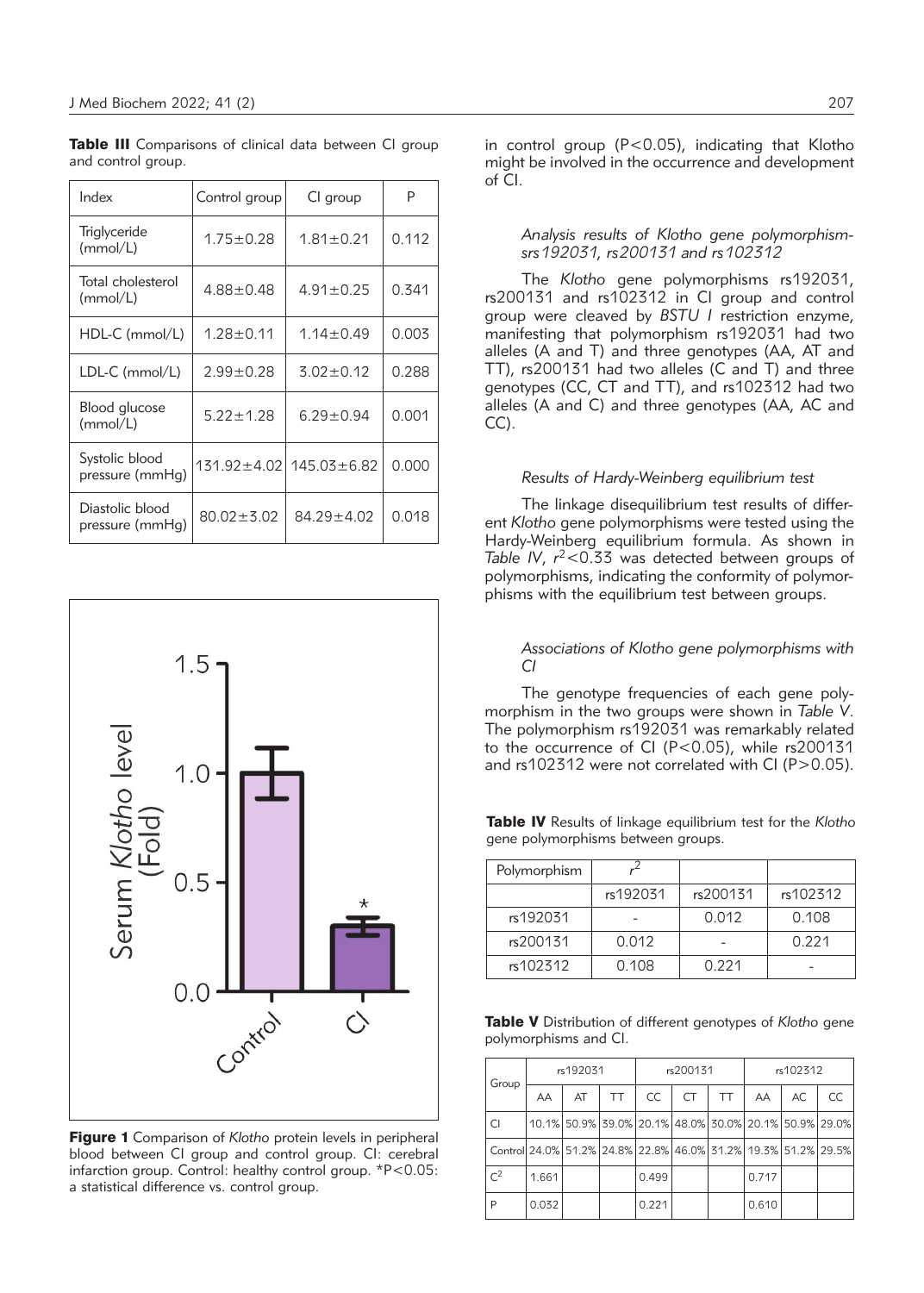**Table III** Comparisons of clinical data between CI group and control group.

| Index | Control group | CI group | P |
|---|---|---|---|
| Triglyceride (mmol/L) | 1.75±0.28 | 1.81±0.21 | 0.112 |
| Total cholesterol (mmol/L) | 4.88±0.48 | 4.91±0.25 | 0.341 |
| HDL-C (mmol/L) | 1.28±0.11 | 1.14±0.49 | 0.003 |
| LDL-C (mmol/L) | 2.99±0.28 | 3.02±0.12 | 0.288 |
| Blood glucose (mmol/L) | 5.22±1.28 | 6.29±0.94 | 0.001 |
| Systolic blood pressure (mmHg) | 131.92±4.02 | 145.03±6.82 | 0.000 |
| Diastolic blood pressure (mmHg) | 80.02±3.02 | 84.29±4.02 | 0.018 |

**Figure 1** Comparison of *Klotho* protein levels in peripheral blood between CI group and control group. CI: cerebral infarction group. Control: healthy control group. *P<0.05: a statistical difference vs. control group.

in control group (P<0.05), indicating that Klotho might be involved in the occurrence and development of CI.

### *Analysis results of Klotho gene polymorphism-srs192031, rs200131 and rs102312*

The *Klotho* gene polymorphisms rs192031, rs200131 and rs102312 in CI group and control group were cleaved by *BSTU I* restriction enzyme, manifesting that polymorphism rs192031 had two alleles (A and T) and three genotypes (AA, AT and TT), rs200131 had two alleles (C and T) and three genotypes (CC, CT and TT), and rs102312 had two alleles (A and C) and three genotypes (AA, AC and CC).

### *Results of Hardy-Weinberg equilibrium test*

The linkage disequilibrium test results of different *Klotho* gene polymorphisms were tested using the Hardy-Weinberg equilibrium formula. As shown in *Table IV*, $r^2$<0.33 was detected between groups of polymorphisms, indicating the conformity of polymorphisms with the equilibrium test between groups.

### *Associations of Klotho gene polymorphisms with CI*

The genotype frequencies of each gene polymorphism in the two groups were shown in *Table V*. The polymorphism rs192031 was remarkably related to the occurrence of CI (P<0.05), while rs200131 and rs102312 were not correlated with CI (P>0.05).

**Table IV** Results of linkage equilibrium test for the *Klotho* gene polymorphisms between groups.

| Polymorphism | $r^2$ | | |
|---|---|---|---|
| | rs192031 | rs200131 | rs102312 |
| rs192031 | - | 0.012 | 0.108 |
| rs200131 | 0.012 | - | 0.221 |
| rs102312 | 0.108 | 0.221 | - |

**Table V** Distribution of different genotypes of *Klotho* gene polymorphisms and CI.

| Group | rs192031 | | | rs200131 | | | rs102312 | | |
|---|---|---|---|---|---|---|---|---|---|
| | AA | AT | TT | CC | CT | TT | AA | AC | CC |
| CI | 10.1% | 50.9% | 39.0% | 20.1% | 48.0% | 30.0% | 20.1% | 50.9% | 29.0% |
| Control | 24.0% | 51.2% | 24.8% | 22.8% | 46.0% | 31.2% | 19.3% | 51.2% | 29.5% |
| $C^2$ | 1.661 | | | 0.499 | | | 0.717 | | |
| P | 0.032 | | | 0.221 | | | 0.610 | | |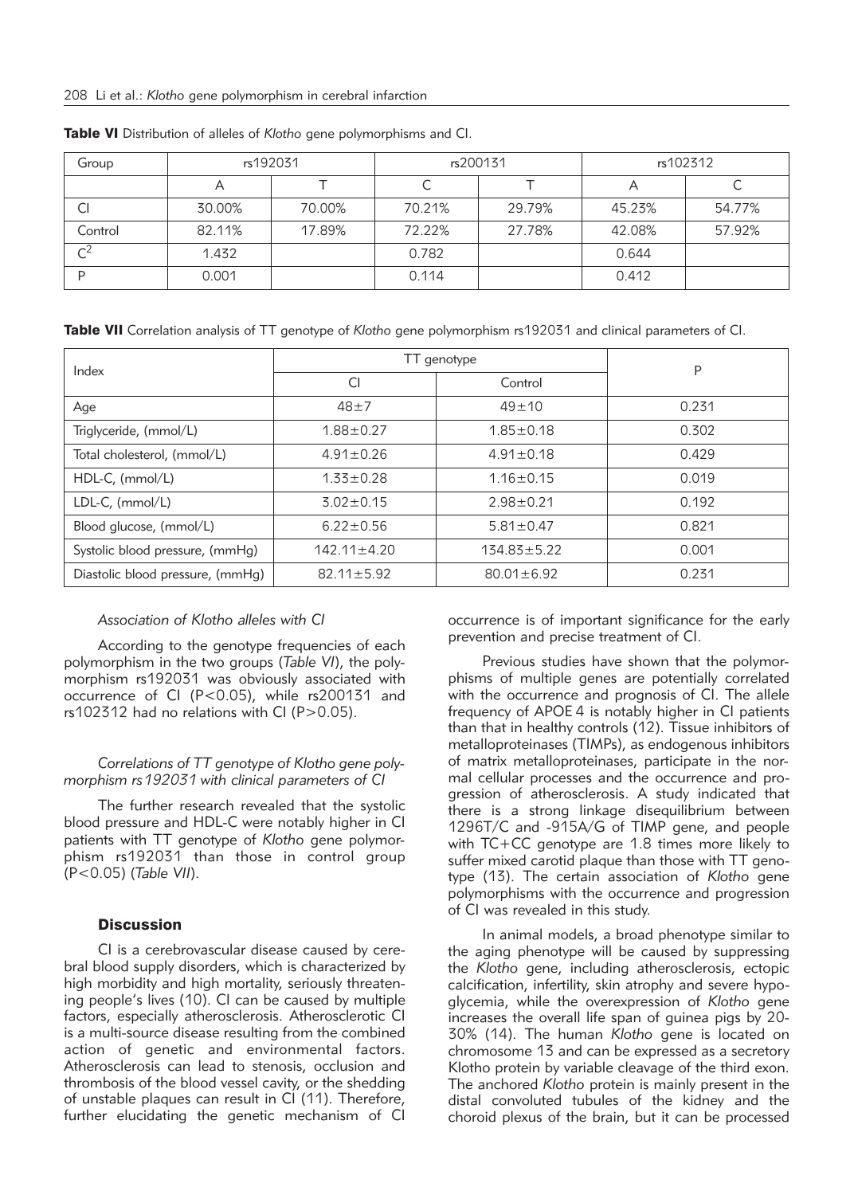**Table VI** Distribution of alleles of *Klotho* gene polymorphisms and CI.

| Group | rs192031 | | rs200131 | | rs102312 | |
|---|---|---|---|---|---|---|
| | A | T | C | T | A | C |
| CI | 30.00% | 70.00% | 70.21% | 29.79% | 45.23% | 54.77% |
| Control | 82.11% | 17.89% | 72.22% | 27.78% | 42.08% | 57.92% |
| $C^2$ | 1.432 | | 0.782 | | 0.644 | |
| P | 0.001 | | 0.114 | | 0.412 | |

**Table VII** Correlation analysis of TT genotype of *Klotho* gene polymorphism rs192031 and clinical parameters of CI.

| Index | TT genotype | | P |
|---|---|---|---|
| | CI | Control | |
| Age | 48±7 | 49±10 | 0.231 |
| Triglyceride, (mmol/L) | 1.88±0.27 | 1.85±0.18 | 0.302 |
| Total cholesterol, (mmol/L) | 4.91±0.26 | 4.91±0.18 | 0.429 |
| HDL-C, (mmol/L) | 1.33±0.28 | 1.16±0.15 | 0.019 |
| LDL-C, (mmol/L) | 3.02±0.15 | 2.98±0.21 | 0.192 |
| Blood glucose, (mmol/L) | 6.22±0.56 | 5.81±0.47 | 0.821 |
| Systolic blood pressure, (mmHg) | 142.11±4.20 | 134.83±5.22 | 0.001 |
| Diastolic blood pressure, (mmHg) | 82.11±5.92 | 80.01±6.92 | 0.231 |

*Association of Klotho alleles with CI*

According to the genotype frequencies of each polymorphism in the two groups (*Table VI*), the polymorphism rs192031 was obviously associated with occurrence of CI (P<0.05), while rs200131 and rs102312 had no relations with CI (P>0.05).

*Correlations of TT genotype of Klotho gene polymorphism rs192031 with clinical parameters of CI*

The further research revealed that the systolic blood pressure and HDL-C were notably higher in CI patients with TT genotype of *Klotho* gene polymorphism rs192031 than those in control group (P<0.05) (*Table VII*).

## Discussion

CI is a cerebrovascular disease caused by cerebral blood supply disorders, which is characterized by high morbidity and high mortality, seriously threatening people's lives (10). CI can be caused by multiple factors, especially atherosclerosis. Atherosclerotic CI is a multi-source disease resulting from the combined action of genetic and environmental factors. Atherosclerosis can lead to stenosis, occlusion and thrombosis of the blood vessel cavity, or the shedding of unstable plaques can result in CI (11). Therefore, further elucidating the genetic mechanism of CI occurrence is of important significance for the early prevention and precise treatment of CI.

Previous studies have shown that the polymorphisms of multiple genes are potentially correlated with the occurrence and prognosis of CI. The allele frequency of APOE 4 is notably higher in CI patients than that in healthy controls (12). Tissue inhibitors of metalloproteinases (TIMPs), as endogenous inhibitors of matrix metalloproteinases, participate in the normal cellular processes and the occurrence and progression of atherosclerosis. A study indicated that there is a strong linkage disequilibrium between 1296T/C and -915A/G of TIMP gene, and people with TC+CC genotype are 1.8 times more likely to suffer mixed carotid plaque than those with TT genotype (13). The certain association of *Klotho* gene polymorphisms with the occurrence and progression of CI was revealed in this study.

In animal models, a broad phenotype similar to the aging phenotype will be caused by suppressing the *Klotho* gene, including atherosclerosis, ectopic calcification, infertility, skin atrophy and severe hypoglycemia, while the overexpression of *Klotho* gene increases the overall life span of guinea pigs by 20-30% (14). The human *Klotho* gene is located on chromosome 13 and can be expressed as a secretory Klotho protein by variable cleavage of the third exon. The anchored *Klotho* protein is mainly present in the distal convoluted tubules of the kidney and the choroid plexus of the brain, but it can be processed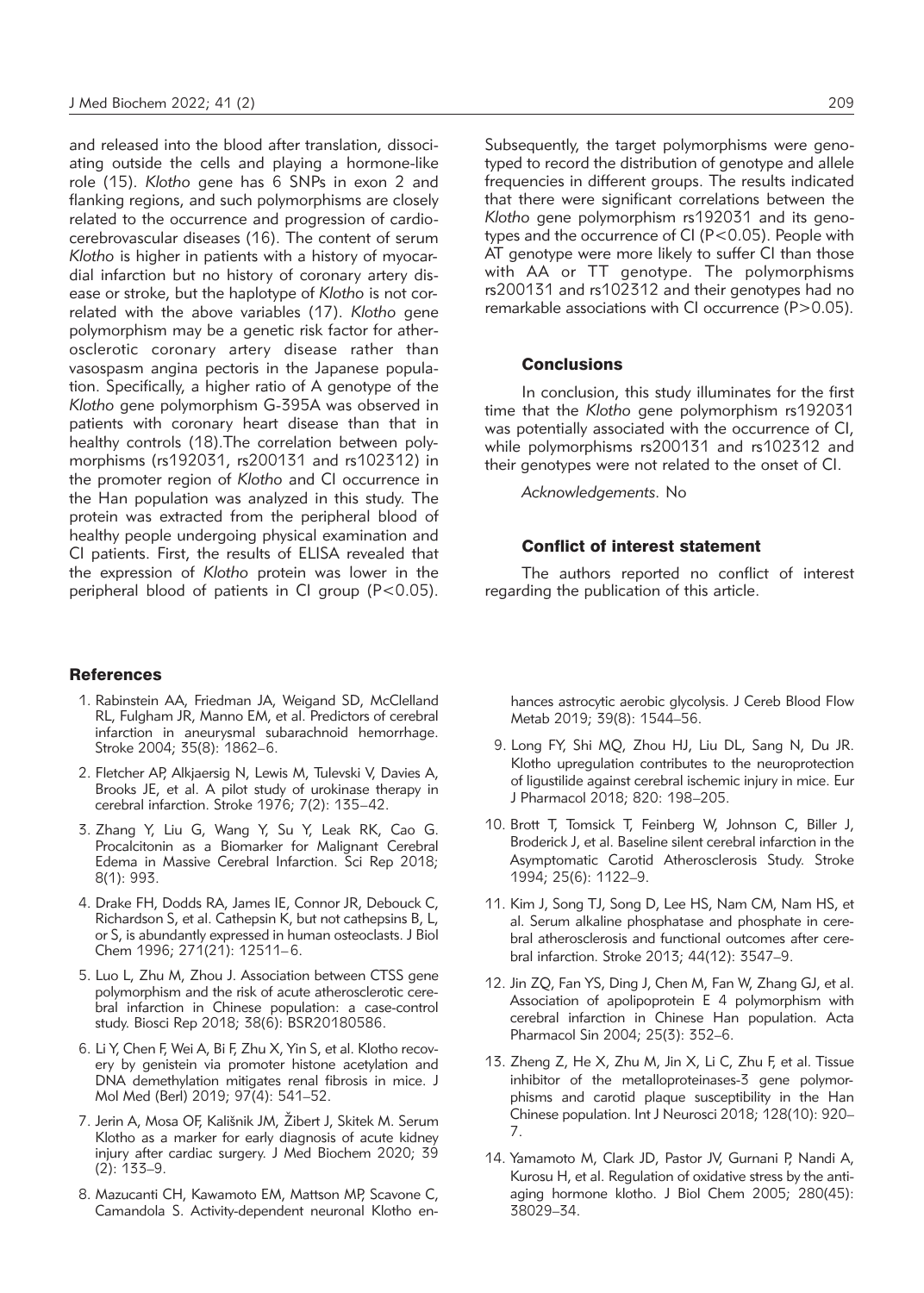and released into the blood after translation, dissociating outside the cells and playing a hormone-like role (15). *Klotho* gene has 6 SNPs in exon 2 and flanking regions, and such polymorphisms are closely related to the occurrence and progression of cardio-cerebrovascular diseases (16). The content of serum *Klotho* is higher in patients with a history of myocardial infarction but no history of coronary artery disease or stroke, but the haplotype of *Klotho* is not correlated with the above variables (17). *Klotho* gene polymorphism may be a genetic risk factor for atherosclerotic coronary artery disease rather than vasospasm angina pectoris in the Japanese population. Specifically, a higher ratio of A genotype of the *Klotho* gene polymorphism G-395A was observed in patients with coronary heart disease than that in healthy controls (18).The correlation between polymorphisms (rs192031, rs200131 and rs102312) in the promoter region of *Klotho* and CI occurrence in the Han population was analyzed in this study. The protein was extracted from the peripheral blood of healthy people undergoing physical examination and CI patients. First, the results of ELISA revealed that the expression of *Klotho* protein was lower in the peripheral blood of patients in CI group ($P<0.05$). Subsequently, the target polymorphisms were genotyped to record the distribution of genotype and allele frequencies in different groups. The results indicated that there were significant correlations between the *Klotho* gene polymorphism rs192031 and its genotypes and the occurrence of CI ($P<0.05$). People with AT genotype were more likely to suffer CI than those with AA or TT genotype. The polymorphisms rs200131 and rs102312 and their genotypes had no remarkable associations with CI occurrence ($P>0.05$).

## Conclusions

In conclusion, this study illuminates for the first time that the *Klotho* gene polymorphism rs192031 was potentially associated with the occurrence of CI, while polymorphisms rs200131 and rs102312 and their genotypes were not related to the onset of CI.

*Acknowledgements.* No

## Conflict of interest statement

The authors reported no conflict of interest regarding the publication of this article.

## References

1. Rabinstein AA, Friedman JA, Weigand SD, McClelland RL, Fulgham JR, Manno EM, et al. Predictors of cerebral infarction in aneurysmal subarachnoid hemorrhage. Stroke 2004; 35(8): 1862–6.
2. Fletcher AP, Alkjaersig N, Lewis M, Tulevski V, Davies A, Brooks JE, et al. A pilot study of urokinase therapy in cerebral infarction. Stroke 1976; 7(2): 135–42.
3. Zhang Y, Liu G, Wang Y, Su Y, Leak RK, Cao G. Procalcitonin as a Biomarker for Malignant Cerebral Edema in Massive Cerebral Infarction. Sci Rep 2018; 8(1): 993.
4. Drake FH, Dodds RA, James IE, Connor JR, Debouck C, Richardson S, et al. Cathepsin K, but not cathepsins B, L, or S, is abundantly expressed in human osteoclasts. J Biol Chem 1996; 271(21): 12511–6.
5. Luo L, Zhu M, Zhou J. Association between CTSS gene polymorphism and the risk of acute atherosclerotic cerebral infarction in Chinese population: a case-control study. Biosci Rep 2018; 38(6): BSR20180586.
6. Li Y, Chen F, Wei A, Bi F, Zhu X, Yin S, et al. Klotho recovery by genistein via promoter histone acetylation and DNA demethylation mitigates renal fibrosis in mice. J Mol Med (Berl) 2019; 97(4): 541–52.
7. Jerin A, Mosa OF, Kališnik JM, Žibert J, Skitek M. Serum Klotho as a marker for early diagnosis of acute kidney injury after cardiac surgery. J Med Biochem 2020; 39 (2): 133–9.
8. Mazucanti CH, Kawamoto EM, Mattson MP, Scavone C, Camandola S. Activity-dependent neuronal Klotho enhances astrocytic aerobic glycolysis. J Cereb Blood Flow Metab 2019; 39(8): 1544–56.
9. Long FY, Shi MQ, Zhou HJ, Liu DL, Sang N, Du JR. Klotho upregulation contributes to the neuroprotection of ligustilide against cerebral ischemic injury in mice. Eur J Pharmacol 2018; 820: 198–205.
10. Brott T, Tomsick T, Feinberg W, Johnson C, Biller J, Broderick J, et al. Baseline silent cerebral infarction in the Asymptomatic Carotid Atherosclerosis Study. Stroke 1994; 25(6): 1122–9.
11. Kim J, Song TJ, Song D, Lee HS, Nam CM, Nam HS, et al. Serum alkaline phosphatase and phosphate in cerebral atherosclerosis and functional outcomes after cerebral infarction. Stroke 2013; 44(12): 3547–9.
12. Jin ZQ, Fan YS, Ding J, Chen M, Fan W, Zhang GJ, et al. Association of apolipoprotein E 4 polymorphism with cerebral infarction in Chinese Han population. Acta Pharmacol Sin 2004; 25(3): 352–6.
13. Zheng Z, He X, Zhu M, Jin X, Li C, Zhu F, et al. Tissue inhibitor of the metalloproteinases-3 gene polymorphisms and carotid plaque susceptibility in the Han Chinese population. Int J Neurosci 2018; 128(10): 920–7.
14. Yamamoto M, Clark JD, Pastor JV, Gurnani P, Nandi A, Kurosu H, et al. Regulation of oxidative stress by the anti-aging hormone klotho. J Biol Chem 2005; 280(45): 38029–34.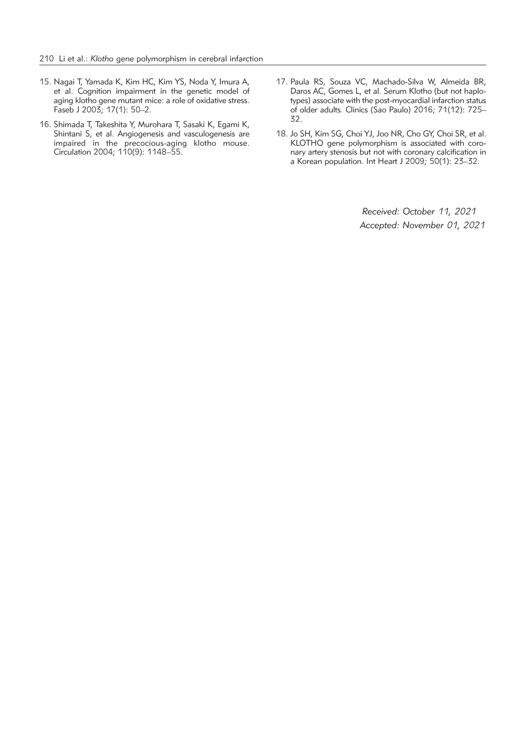15. Nagai T, Yamada K, Kim HC, Kim YS, Noda Y, Imura A, et al. Cognition impairment in the genetic model of aging klotho gene mutant mice: a role of oxidative stress. Faseb J 2003; 17(1): 50–2.

16. Shimada T, Takeshita Y, Murohara T, Sasaki K, Egami K, Shintani S, et al. Angiogenesis and vasculogenesis are impaired in the precocious-aging klotho mouse. Circulation 2004; 110(9): 1148–55.

17. Paula RS, Souza VC, Machado-Silva W, Almeida BR, Daros AC, Gomes L, et al. Serum Klotho (but not haplotypes) associate with the post-myocardial infarction status of older adults. Clinics (Sao Paulo) 2016; 71(12): 725–32.

18. Jo SH, Kim SG, Choi YJ, Joo NR, Cho GY, Choi SR, et al. KLOTHO gene polymorphism is associated with coronary artery stenosis but not with coronary calcification in a Korean population. Int Heart J 2009; 50(1): 23–32.

*Received: October 11, 2021*
*Accepted: November 01, 2021*